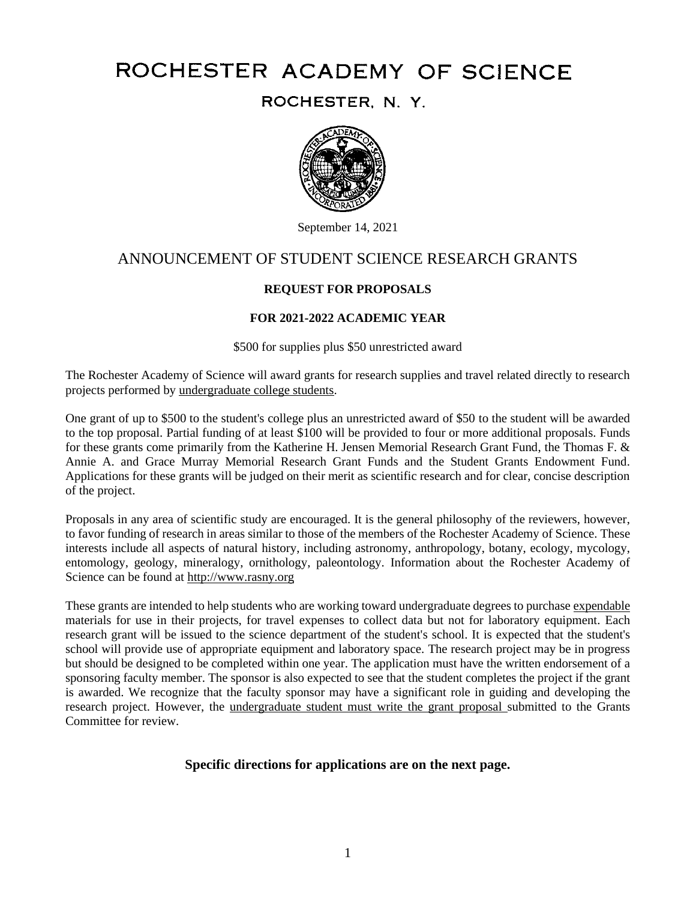# ROCHESTER ACADEMY OF SCIENCE

## ROCHESTER, N. Y.

September 14, 2021

## ANNOUNCEMENT OF STUDENT SCIENCE RESEARCH GRANTS

**REQUEST FOR PROPOSALS**

**FOR 2021-2022 ACADEMIC YEAR**

$500 for supplies plus $50 unrestricted award

The Rochester Academy of Science will award grants for research supplies and travel related directly to research projects performed by undergraduate college students.

One grant of up to $500 to the student's college plus an unrestricted award of $50 to the student will be awarded to the top proposal. Partial funding of at least $100 will be provided to four or more additional proposals. Funds for these grants come primarily from the Katherine H. Jensen Memorial Research Grant Fund, the Thomas F. & Annie A. and Grace Murray Memorial Research Grant Funds and the Student Grants Endowment Fund. Applications for these grants will be judged on their merit as scientific research and for clear, concise description of the project.

Proposals in any area of scientific study are encouraged. It is the general philosophy of the reviewers, however, to favor funding of research in areas similar to those of the members of the Rochester Academy of Science. These interests include all aspects of natural history, including astronomy, anthropology, botany, ecology, mycology, entomology, geology, mineralogy, ornithology, paleontology. Information about the Rochester Academy of Science can be found at http://www.rasny.org

These grants are intended to help students who are working toward undergraduate degrees to purchase expendable materials for use in their projects, for travel expenses to collect data but not for laboratory equipment. Each research grant will be issued to the science department of the student's school. It is expected that the student's school will provide use of appropriate equipment and laboratory space. The research project may be in progress but should be designed to be completed within one year. The application must have the written endorsement of a sponsoring faculty member. The sponsor is also expected to see that the student completes the project if the grant is awarded. We recognize that the faculty sponsor may have a significant role in guiding and developing the research project. However, the undergraduate student must write the grant proposal submitted to the Grants Committee for review.

**Specific directions for applications are on the next page.**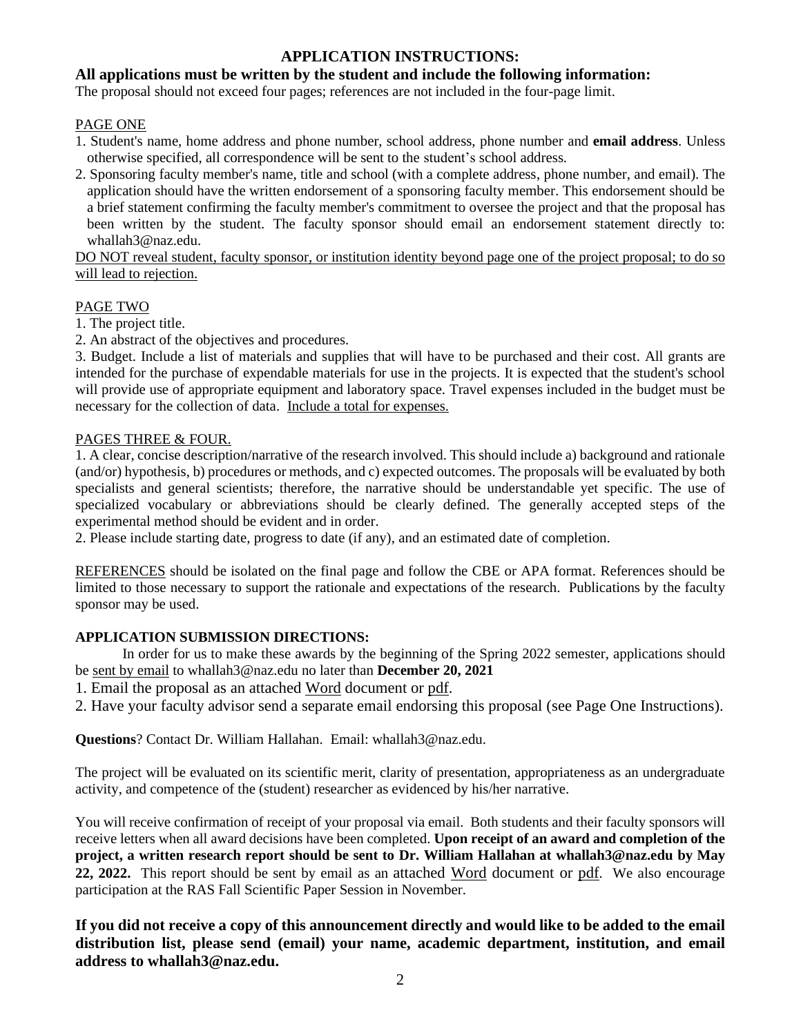## APPLICATION INSTRUCTIONS:

### All applications must be written by the student and include the following information:

The proposal should not exceed four pages; references are not included in the four-page limit.

PAGE ONE

1. Student's name, home address and phone number, school address, phone number and **email address**. Unless otherwise specified, all correspondence will be sent to the student's school address.
2. Sponsoring faculty member's name, title and school (with a complete address, phone number, and email). The application should have the written endorsement of a sponsoring faculty member. This endorsement should be a brief statement confirming the faculty member's commitment to oversee the project and that the proposal has been written by the student. The faculty sponsor should email an endorsement statement directly to: whallah3@naz.edu.

DO NOT reveal student, faculty sponsor, or institution identity beyond page one of the project proposal; to do so will lead to rejection.

PAGE TWO

1. The project title.
2. An abstract of the objectives and procedures.
3. Budget. Include a list of materials and supplies that will have to be purchased and their cost. All grants are intended for the purchase of expendable materials for use in the projects. It is expected that the student's school will provide use of appropriate equipment and laboratory space. Travel expenses included in the budget must be necessary for the collection of data. Include a total for expenses.

PAGES THREE & FOUR.

1. A clear, concise description/narrative of the research involved. This should include a) background and rationale (and/or) hypothesis, b) procedures or methods, and c) expected outcomes. The proposals will be evaluated by both specialists and general scientists; therefore, the narrative should be understandable yet specific. The use of specialized vocabulary or abbreviations should be clearly defined. The generally accepted steps of the experimental method should be evident and in order.
2. Please include starting date, progress to date (if any), and an estimated date of completion.

REFERENCES should be isolated on the final page and follow the CBE or APA format. References should be limited to those necessary to support the rationale and expectations of the research. Publications by the faculty sponsor may be used.

**APPLICATION SUBMISSION DIRECTIONS:**

In order for us to make these awards by the beginning of the Spring 2022 semester, applications should be sent by email to whallah3@naz.edu no later than **December 20, 2021**

1. Email the proposal as an attached Word document or pdf.
2. Have your faculty advisor send a separate email endorsing this proposal (see Page One Instructions).

**Questions**? Contact Dr. William Hallahan. Email: whallah3@naz.edu.

The project will be evaluated on its scientific merit, clarity of presentation, appropriateness as an undergraduate activity, and competence of the (student) researcher as evidenced by his/her narrative.

You will receive confirmation of receipt of your proposal via email. Both students and their faculty sponsors will receive letters when all award decisions have been completed. **Upon receipt of an award and completion of the project, a written research report should be sent to Dr. William Hallahan at whallah3@naz.edu by May 22, 2022.** This report should be sent by email as an attached Word document or pdf. We also encourage participation at the RAS Fall Scientific Paper Session in November.

**If you did not receive a copy of this announcement directly and would like to be added to the email distribution list, please send (email) your name, academic department, institution, and email address to whallah3@naz.edu.**